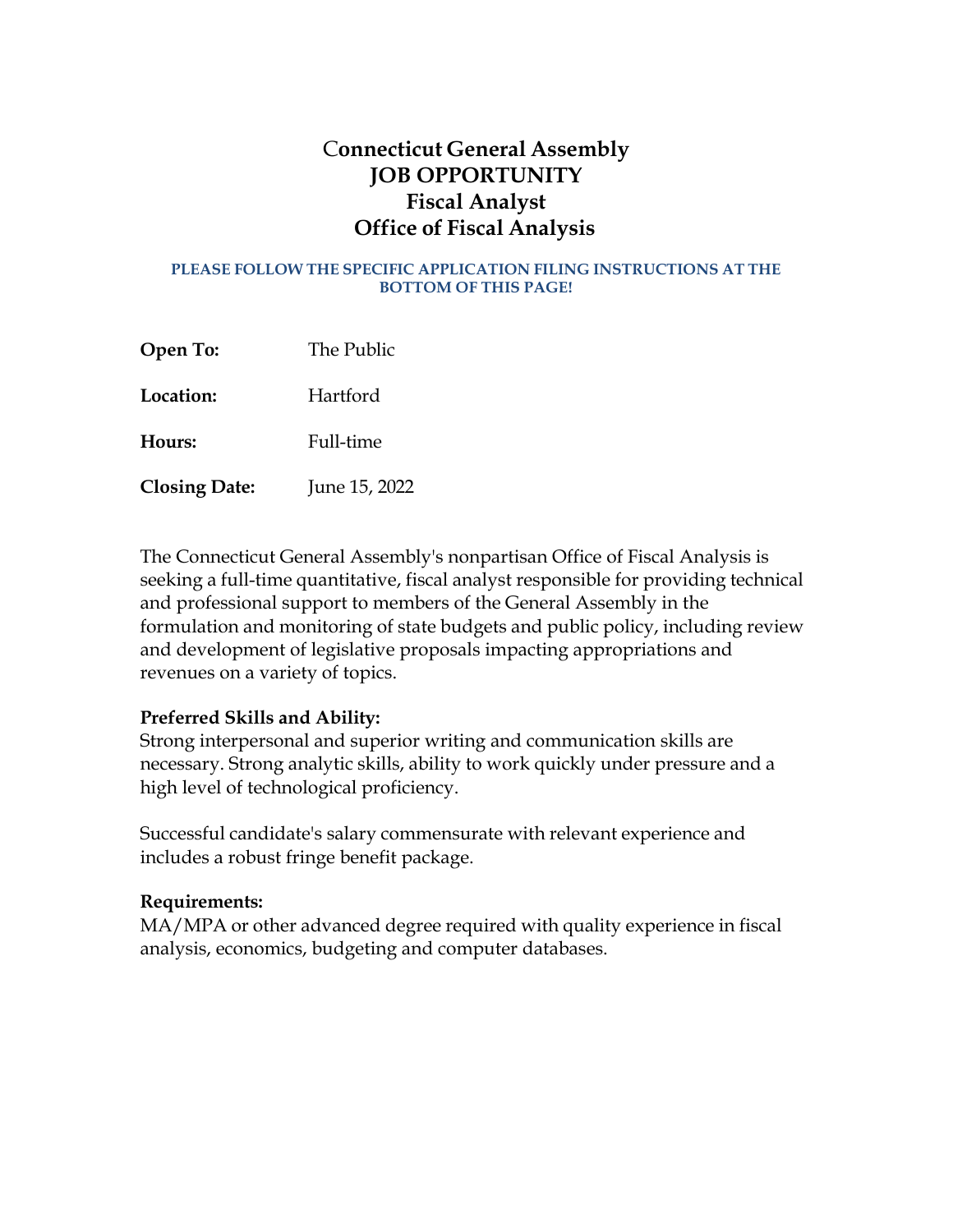# Connecticut General Assembly
# JOB OPPORTUNITY
# Fiscal Analyst
# Office of Fiscal Analysis

**PLEASE FOLLOW THE SPECIFIC APPLICATION FILING INSTRUCTIONS AT THE BOTTOM OF THIS PAGE!**

**Open To:** The Public

**Location:** Hartford

**Hours:** Full-time

**Closing Date:** June 15, 2022

The Connecticut General Assembly's nonpartisan Office of Fiscal Analysis is seeking a full-time quantitative, fiscal analyst responsible for providing technical and professional support to members of the General Assembly in the formulation and monitoring of state budgets and public policy, including review and development of legislative proposals impacting appropriations and revenues on a variety of topics.

**Preferred Skills and Ability:**
Strong interpersonal and superior writing and communication skills are necessary. Strong analytic skills, ability to work quickly under pressure and a high level of technological proficiency.

Successful candidate's salary commensurate with relevant experience and includes a robust fringe benefit package.

**Requirements:**
MA/MPA or other advanced degree required with quality experience in fiscal analysis, economics, budgeting and computer databases.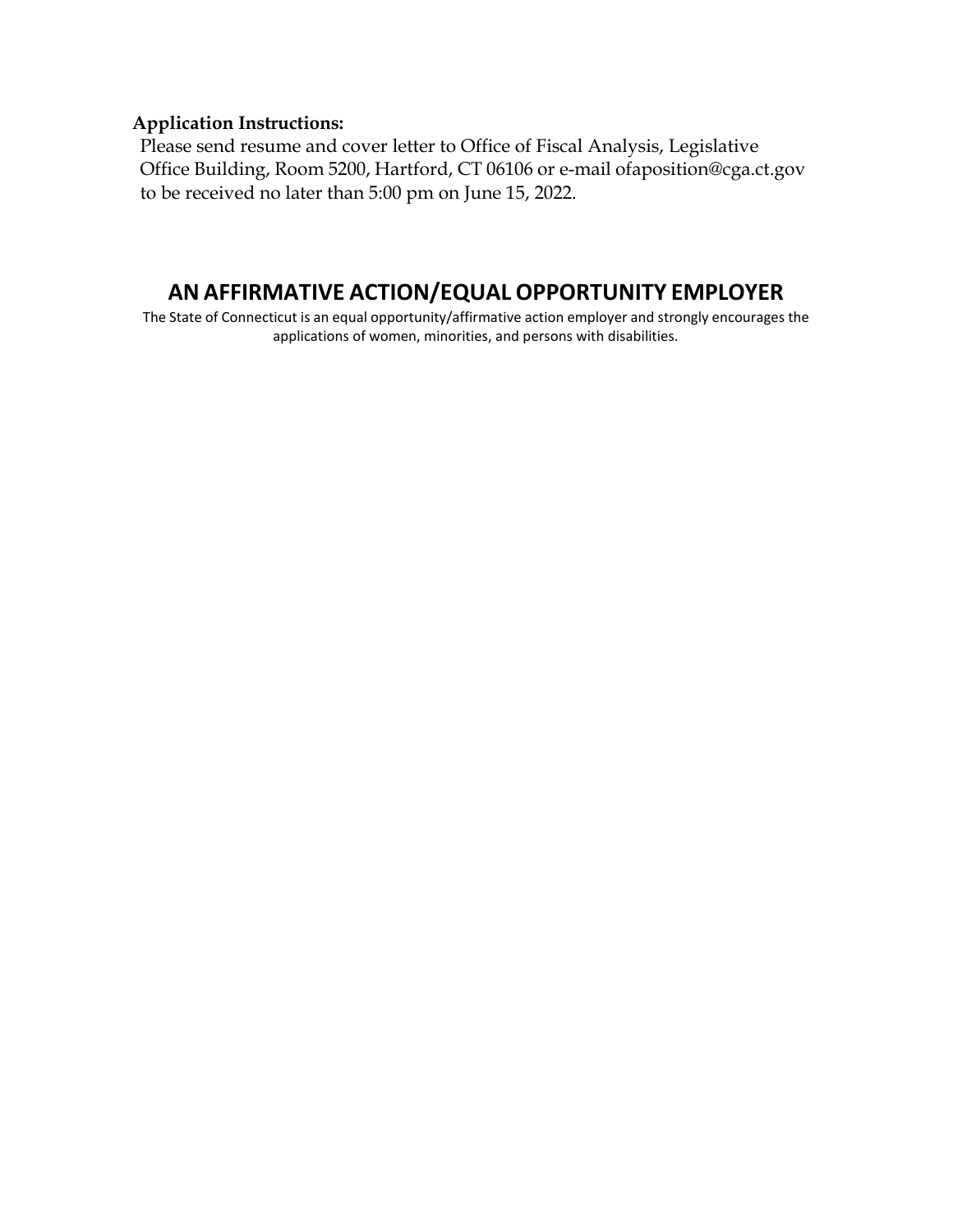**Application Instructions:**

Please send resume and cover letter to Office of Fiscal Analysis, Legislative Office Building, Room 5200, Hartford, CT 06106 or e-mail ofaposition@cga.ct.gov to be received no later than 5:00 pm on June 15, 2022.

## AN AFFIRMATIVE ACTION/EQUAL OPPORTUNITY EMPLOYER

The State of Connecticut is an equal opportunity/affirmative action employer and strongly encourages the applications of women, minorities, and persons with disabilities.